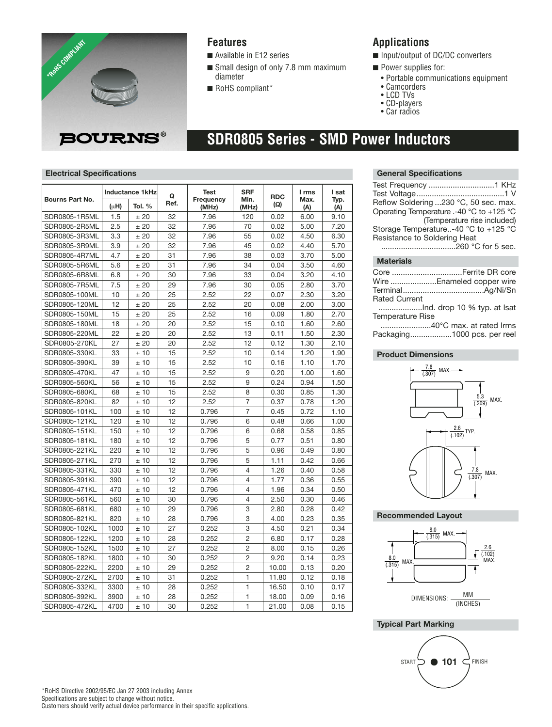*RoHS COMPLIANT

BOURNS®

## Features

- Available in E12 series
- Small design of only 7.8 mm maximum diameter
- RoHS compliant*

## Applications

- Input/output of DC/DC converters
- Power supplies for:
  - Portable communications equipment
  - Camcorders
  - LCD TVs
  - CD-players
  - Car radios

# SDR0805 Series - SMD Power Inductors

### Electrical Specifications

| Bourns Part No. | Inductance 1kHz | | Q Ref. | Test Frequency (MHz) | SRF Min. (MHz) | RDC (Ω) | I rms Max. (A) | I sat Typ. (A) |
|---|---|---|---|---|---|---|---|---|
| | (µH) | Tol. % | | | | | | |
| SDR0805-1R5ML | 1.5 | ± 20 | 32 | 7.96 | 120 | 0.02 | 6.00 | 9.10 |
| SDR0805-2R5ML | 2.5 | ± 20 | 32 | 7.96 | 70 | 0.02 | 5.00 | 7.20 |
| SDR0805-3R3ML | 3.3 | ± 20 | 32 | 7.96 | 55 | 0.02 | 4.50 | 6.30 |
| SDR0805-3R9ML | 3.9 | ± 20 | 32 | 7.96 | 45 | 0.02 | 4.40 | 5.70 |
| SDR0805-4R7ML | 4.7 | ± 20 | 31 | 7.96 | 38 | 0.03 | 3.70 | 5.00 |
| SDR0805-5R6ML | 5.6 | ± 20 | 31 | 7.96 | 34 | 0.04 | 3.50 | 4.60 |
| SDR0805-6R8ML | 6.8 | ± 20 | 30 | 7.96 | 33 | 0.04 | 3.20 | 4.10 |
| SDR0805-7R5ML | 7.5 | ± 20 | 29 | 7.96 | 30 | 0.05 | 2.80 | 3.70 |
| SDR0805-100ML | 10 | ± 20 | 25 | 2.52 | 22 | 0.07 | 2.30 | 3.20 |
| SDR0805-120ML | 12 | ± 20 | 25 | 2.52 | 20 | 0.08 | 2.00 | 3.00 |
| SDR0805-150ML | 15 | ± 20 | 25 | 2.52 | 16 | 0.09 | 1.80 | 2.70 |
| SDR0805-180ML | 18 | ± 20 | 20 | 2.52 | 15 | 0.10 | 1.60 | 2.60 |
| SDR0805-220ML | 22 | ± 20 | 20 | 2.52 | 13 | 0.11 | 1.50 | 2.30 |
| SDR0805-270KL | 27 | ± 20 | 20 | 2.52 | 12 | 0.12 | 1.30 | 2.10 |
| SDR0805-330KL | 33 | ± 10 | 15 | 2.52 | 10 | 0.14 | 1.20 | 1.90 |
| SDR0805-390KL | 39 | ± 10 | 15 | 2.52 | 10 | 0.16 | 1.10 | 1.70 |
| SDR0805-470KL | 47 | ± 10 | 15 | 2.52 | 9 | 0.20 | 1.00 | 1.60 |
| SDR0805-560KL | 56 | ± 10 | 15 | 2.52 | 9 | 0.24 | 0.94 | 1.50 |
| SDR0805-680KL | 68 | ± 10 | 15 | 2.52 | 8 | 0.30 | 0.85 | 1.30 |
| SDR0805-820KL | 82 | ± 10 | 12 | 2.52 | 7 | 0.37 | 0.78 | 1.20 |
| SDR0805-101KL | 100 | ± 10 | 12 | 0.796 | 7 | 0.45 | 0.72 | 1.10 |
| SDR0805-121KL | 120 | ± 10 | 12 | 0.796 | 6 | 0.48 | 0.66 | 1.00 |
| SDR0805-151KL | 150 | ± 10 | 12 | 0.796 | 6 | 0.68 | 0.58 | 0.85 |
| SDR0805-181KL | 180 | ± 10 | 12 | 0.796 | 5 | 0.77 | 0.51 | 0.80 |
| SDR0805-221KL | 220 | ± 10 | 12 | 0.796 | 5 | 0.96 | 0.49 | 0.80 |
| SDR0805-271KL | 270 | ± 10 | 12 | 0.796 | 5 | 1.11 | 0.42 | 0.66 |
| SDR0805-331KL | 330 | ± 10 | 12 | 0.796 | 4 | 1.26 | 0.40 | 0.58 |
| SDR0805-391KL | 390 | ± 10 | 12 | 0.796 | 4 | 1.77 | 0.36 | 0.55 |
| SDR0805-471KL | 470 | ± 10 | 12 | 0.796 | 4 | 1.96 | 0.34 | 0.50 |
| SDR0805-561KL | 560 | ± 10 | 30 | 0.796 | 4 | 2.50 | 0.30 | 0.46 |
| SDR0805-681KL | 680 | ± 10 | 29 | 0.796 | 3 | 2.80 | 0.28 | 0.42 |
| SDR0805-821KL | 820 | ± 10 | 28 | 0.796 | 3 | 4.00 | 0.23 | 0.35 |
| SDR0805-102KL | 1000 | ± 10 | 27 | 0.252 | 3 | 4.50 | 0.21 | 0.34 |
| SDR0805-122KL | 1200 | ± 10 | 28 | 0.252 | 2 | 6.80 | 0.17 | 0.28 |
| SDR0805-152KL | 1500 | ± 10 | 27 | 0.252 | 2 | 8.00 | 0.15 | 0.26 |
| SDR0805-182KL | 1800 | ± 10 | 30 | 0.252 | 2 | 9.20 | 0.14 | 0.23 |
| SDR0805-222KL | 2200 | ± 10 | 29 | 0.252 | 2 | 10.00 | 0.13 | 0.20 |
| SDR0805-272KL | 2700 | ± 10 | 31 | 0.252 | 1 | 11.80 | 0.12 | 0.18 |
| SDR0805-332KL | 3300 | ± 10 | 28 | 0.252 | 1 | 16.50 | 0.10 | 0.17 |
| SDR0805-392KL | 3900 | ± 10 | 28 | 0.252 | 1 | 18.00 | 0.09 | 0.16 |
| SDR0805-472KL | 4700 | ± 10 | 30 | 0.252 | 1 | 21.00 | 0.08 | 0.15 |

### General Specifications

Test Frequency ..............................1 KHz
Test Voltage........................................1 V
Reflow Soldering ...230 °C, 50 sec. max.
Operating Temperature .-40 °C to +125 °C
(Temperature rise included)
Storage Temperature..-40 °C to +125 °C
Resistance to Soldering Heat
..................................260 °C for 5 sec.

### Materials

Core ................................Ferrite DR core
Wire .....................Enameled copper wire
Terminal.....................................Ag/Ni/Sn
Rated Current
....................Ind. drop 10 % typ. at Isat
Temperature Rise
.......................40°C max. at rated Irms
Packaging...................1000 pcs. per reel

### Product Dimensions

7.8 (.307) MAX.

5.3 (.209) MAX.

2.6 (.102) TYP.

7.8 (.307) MAX.

### Recommended Layout

8.0 (.315) MAX.

8.0 (.315) MAX.

2.6 (.102) MAX.

DIMENSIONS: MM (INCHES)

### Typical Part Marking

START ● 101 FINISH

*RoHS Directive 2002/95/EC Jan 27 2003 including Annex
Specifications are subject to change without notice.
Customers should verify actual device performance in their specific applications.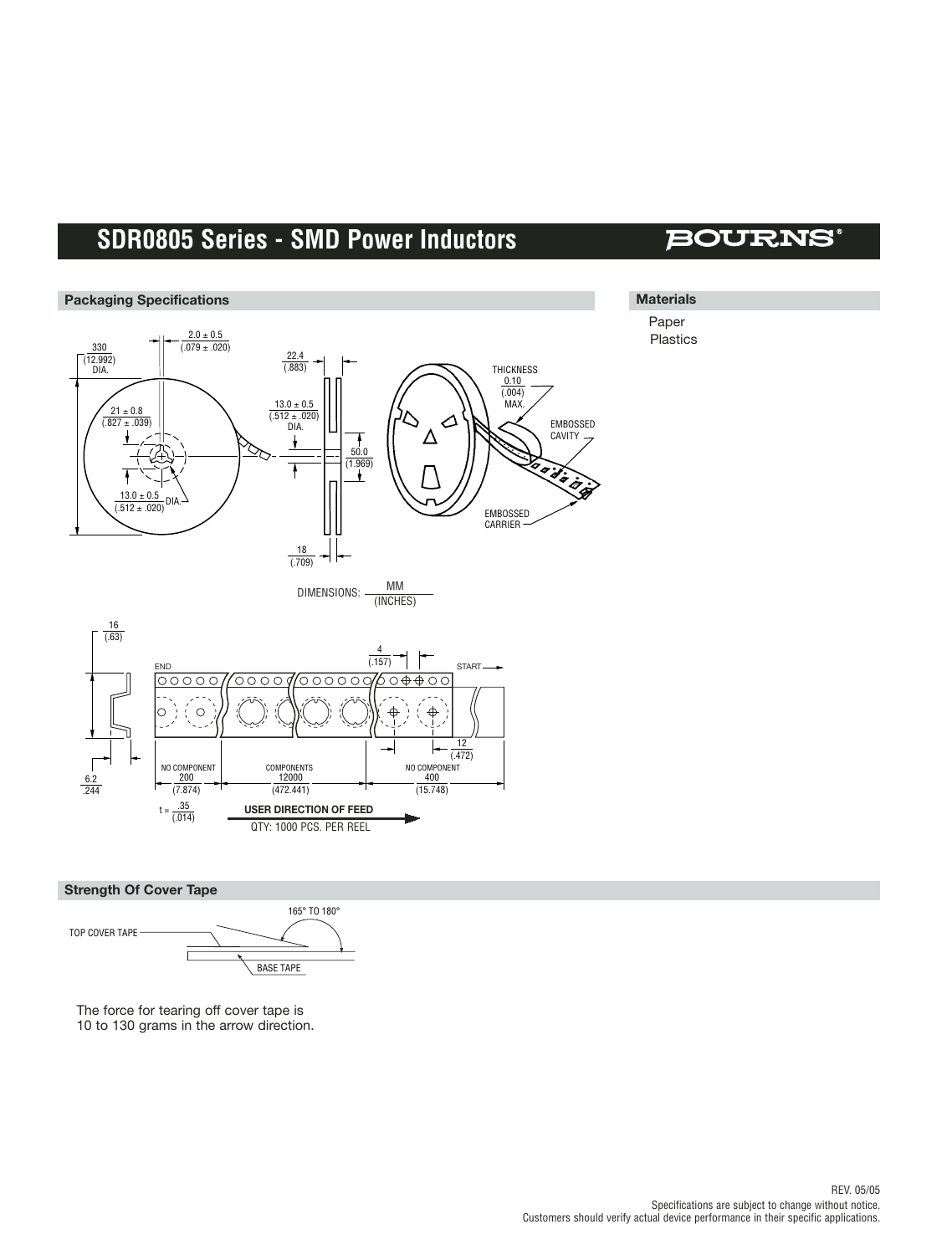# SDR0805 Series - SMD Power Inductors

## Packaging Specifications

330
(12.992)
DIA.

2.0 ± 0.5
(.079 ± .020)

21 ± 0.8
(.827 ± .039)

13.0 ± 0.5
(.512 ± .020) DIA.

22.4
(.883)

13.0 ± 0.5
(.512 ± .020)
DIA.

50.0
(1.969)

18
(.709)

THICKNESS
0.10
(.004)
MAX.

EMBOSSED
CAVITY

EMBOSSED
CARRIER

DIMENSIONS: MM / (INCHES)

16
(.63)

6.2
.244

END

START

4
(.157)

12
(.472)

NO COMPONENT
200
(7.874)

COMPONENTS
12000
(472.441)

NO COMPONENT
400
(15.748)

t = .35 / (.014)

USER DIRECTION OF FEED

QTY: 1000 PCS. PER REEL

## Materials

Paper
Plastics

## Strength Of Cover Tape

165° TO 180°

TOP COVER TAPE

BASE TAPE

The force for tearing off cover tape is
10 to 130 grams in the arrow direction.

REV. 05/05

Specifications are subject to change without notice.
Customers should verify actual device performance in their specific applications.